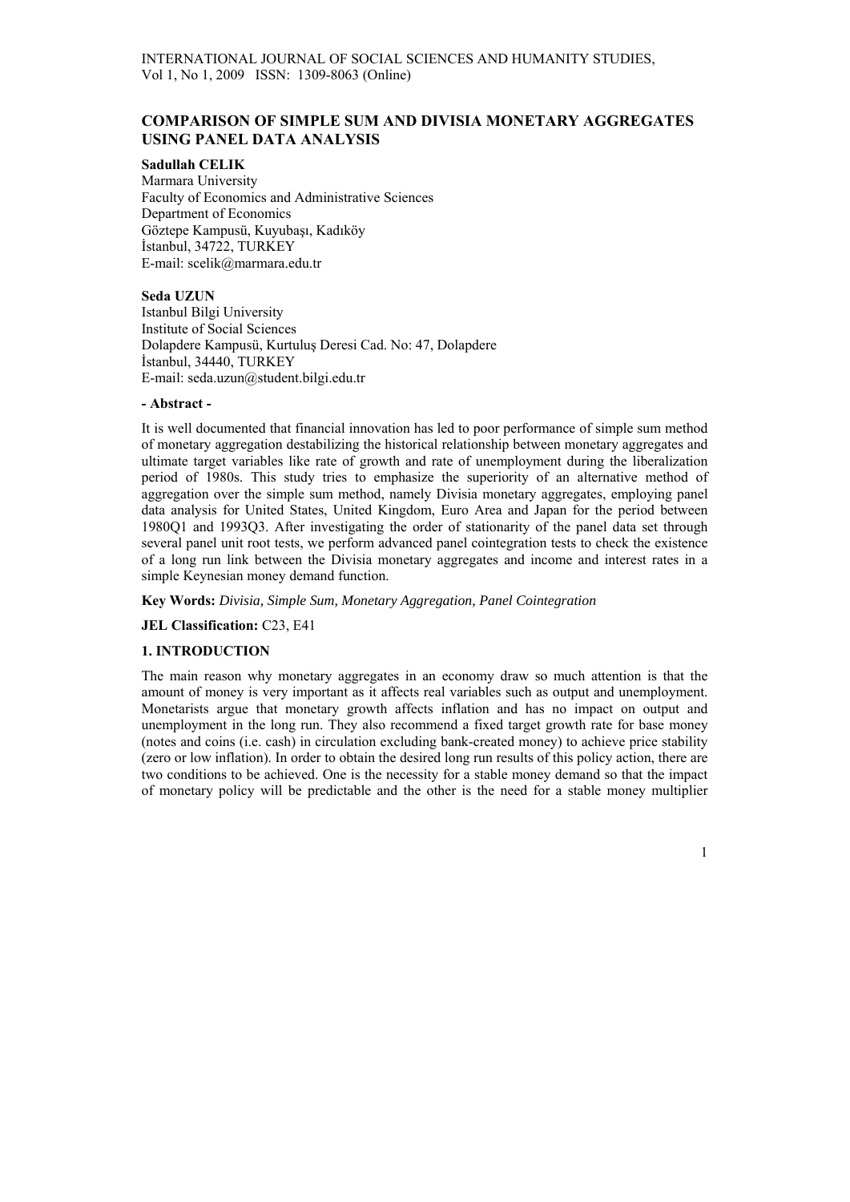# COMPARISON OF SIMPLE SUM AND DIVISIA MONETARY AGGREGATES USING PANEL DATA ANALYSIS

**Sadullah CELIK**
Marmara University
Faculty of Economics and Administrative Sciences
Department of Economics
Göztepe Kampusü, Kuyubaşı, Kadıköy
İstanbul, 34722, TURKEY
E-mail: scelik@marmara.edu.tr

**Seda UZUN**
Istanbul Bilgi University
Institute of Social Sciences
Dolapdere Kampusü, Kurtuluş Deresi Cad. No: 47, Dolapdere
İstanbul, 34440, TURKEY
E-mail: seda.uzun@student.bilgi.edu.tr

**- Abstract -**

It is well documented that financial innovation has led to poor performance of simple sum method of monetary aggregation destabilizing the historical relationship between monetary aggregates and ultimate target variables like rate of growth and rate of unemployment during the liberalization period of 1980s. This study tries to emphasize the superiority of an alternative method of aggregation over the simple sum method, namely Divisia monetary aggregates, employing panel data analysis for United States, United Kingdom, Euro Area and Japan for the period between 1980Q1 and 1993Q3. After investigating the order of stationarity of the panel data set through several panel unit root tests, we perform advanced panel cointegration tests to check the existence of a long run link between the Divisia monetary aggregates and income and interest rates in a simple Keynesian money demand function.

**Key Words:** *Divisia, Simple Sum, Monetary Aggregation, Panel Cointegration*

**JEL Classification:** C23, E41

## 1. INTRODUCTION

The main reason why monetary aggregates in an economy draw so much attention is that the amount of money is very important as it affects real variables such as output and unemployment. Monetarists argue that monetary growth affects inflation and has no impact on output and unemployment in the long run. They also recommend a fixed target growth rate for base money (notes and coins (i.e. cash) in circulation excluding bank-created money) to achieve price stability (zero or low inflation). In order to obtain the desired long run results of this policy action, there are two conditions to be achieved. One is the necessity for a stable money demand so that the impact of monetary policy will be predictable and the other is the need for a stable money multiplier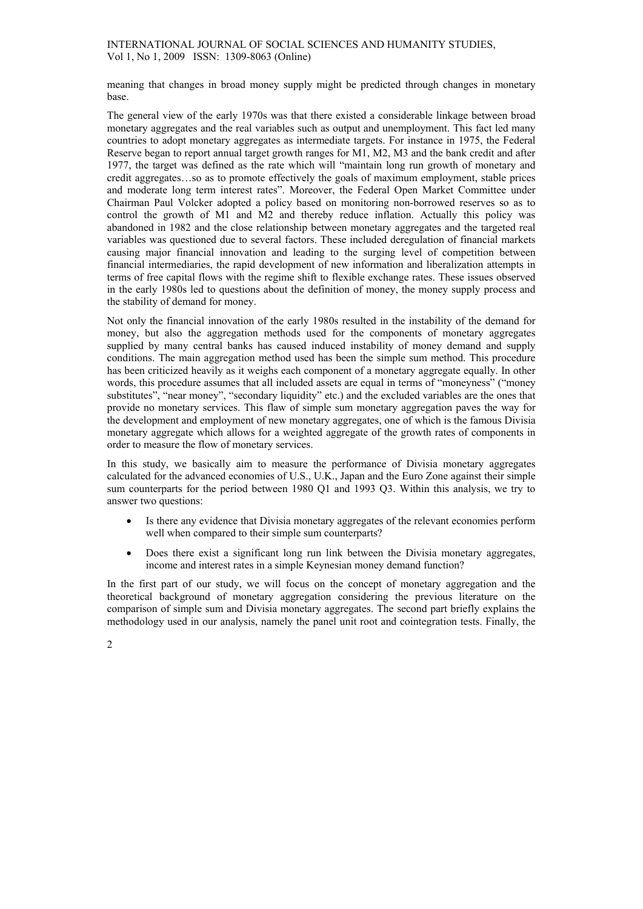meaning that changes in broad money supply might be predicted through changes in monetary base.

The general view of the early 1970s was that there existed a considerable linkage between broad monetary aggregates and the real variables such as output and unemployment. This fact led many countries to adopt monetary aggregates as intermediate targets. For instance in 1975, the Federal Reserve began to report annual target growth ranges for M1, M2, M3 and the bank credit and after 1977, the target was defined as the rate which will "maintain long run growth of monetary and credit aggregates…so as to promote effectively the goals of maximum employment, stable prices and moderate long term interest rates". Moreover, the Federal Open Market Committee under Chairman Paul Volcker adopted a policy based on monitoring non-borrowed reserves so as to control the growth of M1 and M2 and thereby reduce inflation. Actually this policy was abandoned in 1982 and the close relationship between monetary aggregates and the targeted real variables was questioned due to several factors. These included deregulation of financial markets causing major financial innovation and leading to the surging level of competition between financial intermediaries, the rapid development of new information and liberalization attempts in terms of free capital flows with the regime shift to flexible exchange rates. These issues observed in the early 1980s led to questions about the definition of money, the money supply process and the stability of demand for money.

Not only the financial innovation of the early 1980s resulted in the instability of the demand for money, but also the aggregation methods used for the components of monetary aggregates supplied by many central banks has caused induced instability of money demand and supply conditions. The main aggregation method used has been the simple sum method. This procedure has been criticized heavily as it weighs each component of a monetary aggregate equally. In other words, this procedure assumes that all included assets are equal in terms of "moneyness" ("money substitutes", "near money", "secondary liquidity" etc.) and the excluded variables are the ones that provide no monetary services. This flaw of simple sum monetary aggregation paves the way for the development and employment of new monetary aggregates, one of which is the famous Divisia monetary aggregate which allows for a weighted aggregate of the growth rates of components in order to measure the flow of monetary services.

In this study, we basically aim to measure the performance of Divisia monetary aggregates calculated for the advanced economies of U.S., U.K., Japan and the Euro Zone against their simple sum counterparts for the period between 1980 Q1 and 1993 Q3. Within this analysis, we try to answer two questions:

- Is there any evidence that Divisia monetary aggregates of the relevant economies perform well when compared to their simple sum counterparts?
- Does there exist a significant long run link between the Divisia monetary aggregates, income and interest rates in a simple Keynesian money demand function?

In the first part of our study, we will focus on the concept of monetary aggregation and the theoretical background of monetary aggregation considering the previous literature on the comparison of simple sum and Divisia monetary aggregates. The second part briefly explains the methodology used in our analysis, namely the panel unit root and cointegration tests. Finally, the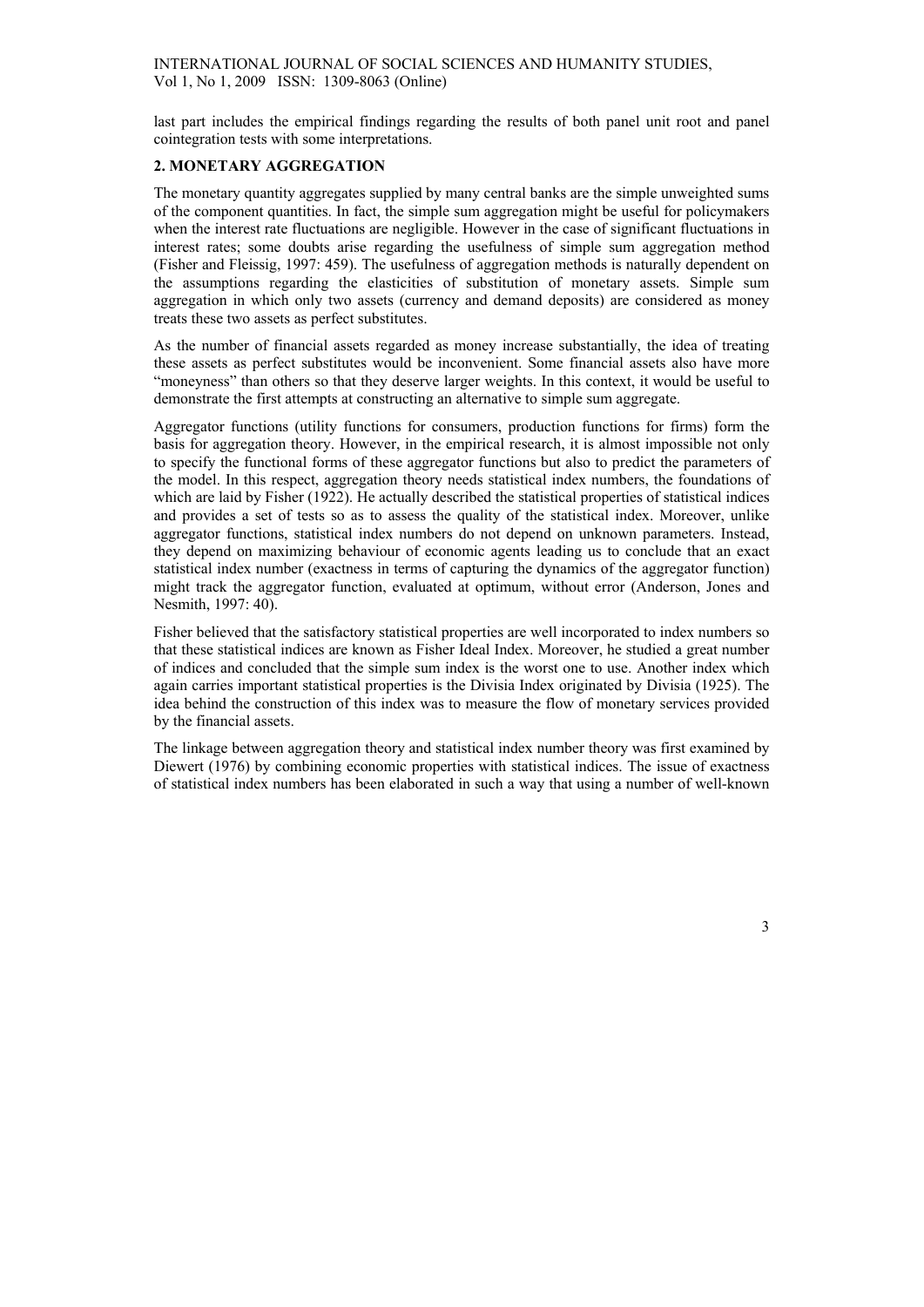last part includes the empirical findings regarding the results of both panel unit root and panel cointegration tests with some interpretations.

## 2. MONETARY AGGREGATION

The monetary quantity aggregates supplied by many central banks are the simple unweighted sums of the component quantities. In fact, the simple sum aggregation might be useful for policymakers when the interest rate fluctuations are negligible. However in the case of significant fluctuations in interest rates; some doubts arise regarding the usefulness of simple sum aggregation method (Fisher and Fleissig, 1997: 459). The usefulness of aggregation methods is naturally dependent on the assumptions regarding the elasticities of substitution of monetary assets. Simple sum aggregation in which only two assets (currency and demand deposits) are considered as money treats these two assets as perfect substitutes.

As the number of financial assets regarded as money increase substantially, the idea of treating these assets as perfect substitutes would be inconvenient. Some financial assets also have more "moneyness" than others so that they deserve larger weights. In this context, it would be useful to demonstrate the first attempts at constructing an alternative to simple sum aggregate.

Aggregator functions (utility functions for consumers, production functions for firms) form the basis for aggregation theory. However, in the empirical research, it is almost impossible not only to specify the functional forms of these aggregator functions but also to predict the parameters of the model. In this respect, aggregation theory needs statistical index numbers, the foundations of which are laid by Fisher (1922). He actually described the statistical properties of statistical indices and provides a set of tests so as to assess the quality of the statistical index. Moreover, unlike aggregator functions, statistical index numbers do not depend on unknown parameters. Instead, they depend on maximizing behaviour of economic agents leading us to conclude that an exact statistical index number (exactness in terms of capturing the dynamics of the aggregator function) might track the aggregator function, evaluated at optimum, without error (Anderson, Jones and Nesmith, 1997: 40).

Fisher believed that the satisfactory statistical properties are well incorporated to index numbers so that these statistical indices are known as Fisher Ideal Index. Moreover, he studied a great number of indices and concluded that the simple sum index is the worst one to use. Another index which again carries important statistical properties is the Divisia Index originated by Divisia (1925). The idea behind the construction of this index was to measure the flow of monetary services provided by the financial assets.

The linkage between aggregation theory and statistical index number theory was first examined by Diewert (1976) by combining economic properties with statistical indices. The issue of exactness of statistical index numbers has been elaborated in such a way that using a number of well-known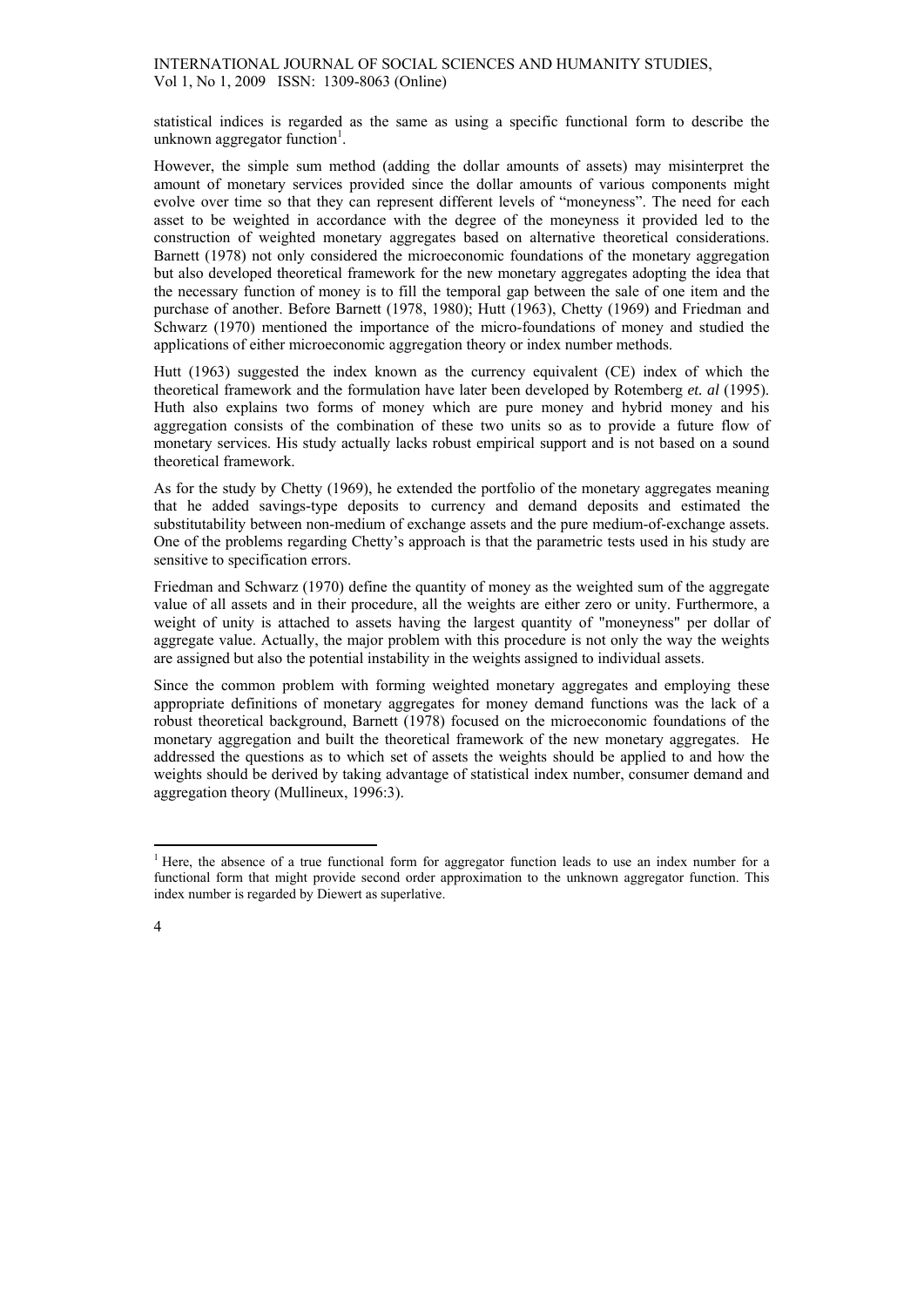statistical indices is regarded as the same as using a specific functional form to describe the unknown aggregator function[1].

However, the simple sum method (adding the dollar amounts of assets) may misinterpret the amount of monetary services provided since the dollar amounts of various components might evolve over time so that they can represent different levels of "moneyness". The need for each asset to be weighted in accordance with the degree of the moneyness it provided led to the construction of weighted monetary aggregates based on alternative theoretical considerations. Barnett (1978) not only considered the microeconomic foundations of the monetary aggregation but also developed theoretical framework for the new monetary aggregates adopting the idea that the necessary function of money is to fill the temporal gap between the sale of one item and the purchase of another. Before Barnett (1978, 1980); Hutt (1963), Chetty (1969) and Friedman and Schwarz (1970) mentioned the importance of the micro-foundations of money and studied the applications of either microeconomic aggregation theory or index number methods.

Hutt (1963) suggested the index known as the currency equivalent (CE) index of which the theoretical framework and the formulation have later been developed by Rotemberg *et. al* (1995). Huth also explains two forms of money which are pure money and hybrid money and his aggregation consists of the combination of these two units so as to provide a future flow of monetary services. His study actually lacks robust empirical support and is not based on a sound theoretical framework.

As for the study by Chetty (1969), he extended the portfolio of the monetary aggregates meaning that he added savings-type deposits to currency and demand deposits and estimated the substitutability between non-medium of exchange assets and the pure medium-of-exchange assets. One of the problems regarding Chetty's approach is that the parametric tests used in his study are sensitive to specification errors.

Friedman and Schwarz (1970) define the quantity of money as the weighted sum of the aggregate value of all assets and in their procedure, all the weights are either zero or unity. Furthermore, a weight of unity is attached to assets having the largest quantity of "moneyness" per dollar of aggregate value. Actually, the major problem with this procedure is not only the way the weights are assigned but also the potential instability in the weights assigned to individual assets.

Since the common problem with forming weighted monetary aggregates and employing these appropriate definitions of monetary aggregates for money demand functions was the lack of a robust theoretical background, Barnett (1978) focused on the microeconomic foundations of the monetary aggregation and built the theoretical framework of the new monetary aggregates. He addressed the questions as to which set of assets the weights should be applied to and how the weights should be derived by taking advantage of statistical index number, consumer demand and aggregation theory (Mullineux, 1996:3).

---

[1] Here, the absence of a true functional form for aggregator function leads to use an index number for a functional form that might provide second order approximation to the unknown aggregator function. This index number is regarded by Diewert as superlative.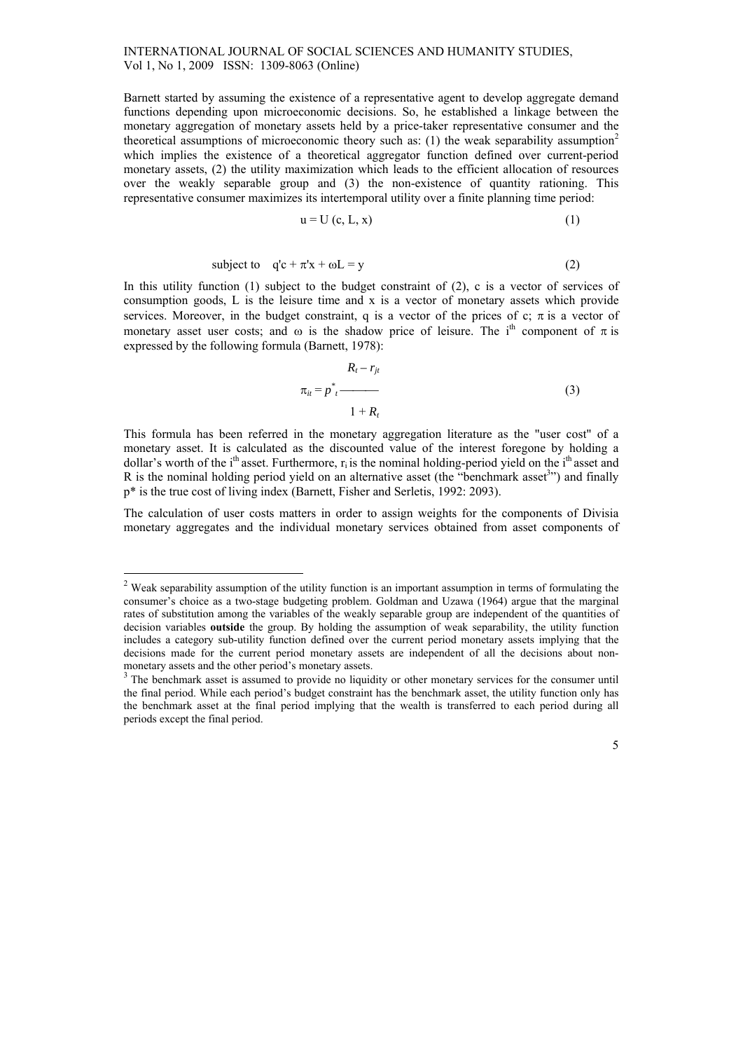Barnett started by assuming the existence of a representative agent to develop aggregate demand functions depending upon microeconomic decisions. So, he established a linkage between the monetary aggregation of monetary assets held by a price-taker representative consumer and the theoretical assumptions of microeconomic theory such as: (1) the weak separability assumption[2] which implies the existence of a theoretical aggregator function defined over current-period monetary assets, (2) the utility maximization which leads to the efficient allocation of resources over the weakly separable group and (3) the non-existence of quantity rationing. This representative consumer maximizes its intertemporal utility over a finite planning time period:

$$u = U(c, L, x) \tag{1}$$

$$\text{subject to} \quad q'c + \pi'x + \omega L = y \tag{2}$$

In this utility function (1) subject to the budget constraint of (2), c is a vector of services of consumption goods, L is the leisure time and x is a vector of monetary assets which provide services. Moreover, in the budget constraint, q is a vector of the prices of c; $\pi$ is a vector of monetary asset user costs; and $\omega$ is the shadow price of leisure. The i[th] component of $\pi$ is expressed by the following formula (Barnett, 1978):

$$\pi_{it} = p^*_t \frac{R_t - r_{jt}}{1 + R_t} \tag{3}$$

This formula has been referred in the monetary aggregation literature as the "user cost" of a monetary asset. It is calculated as the discounted value of the interest foregone by holding a dollar's worth of the i[th] asset. Furthermore, $r_i$ is the nominal holding-period yield on the i[th] asset and R is the nominal holding period yield on an alternative asset (the "benchmark asset[3]") and finally p* is the true cost of living index (Barnett, Fisher and Serletis, 1992: 2093).

The calculation of user costs matters in order to assign weights for the components of Divisia monetary aggregates and the individual monetary services obtained from asset components of

---

[2] Weak separability assumption of the utility function is an important assumption in terms of formulating the consumer's choice as a two-stage budgeting problem. Goldman and Uzawa (1964) argue that the marginal rates of substitution among the variables of the weakly separable group are independent of the quantities of decision variables **outside** the group. By holding the assumption of weak separability, the utility function includes a category sub-utility function defined over the current period monetary assets implying that the decisions made for the current period monetary assets are independent of all the decisions about non-monetary assets and the other period's monetary assets.

[3] The benchmark asset is assumed to provide no liquidity or other monetary services for the consumer until the final period. While each period's budget constraint has the benchmark asset, the utility function only has the benchmark asset at the final period implying that the wealth is transferred to each period during all periods except the final period.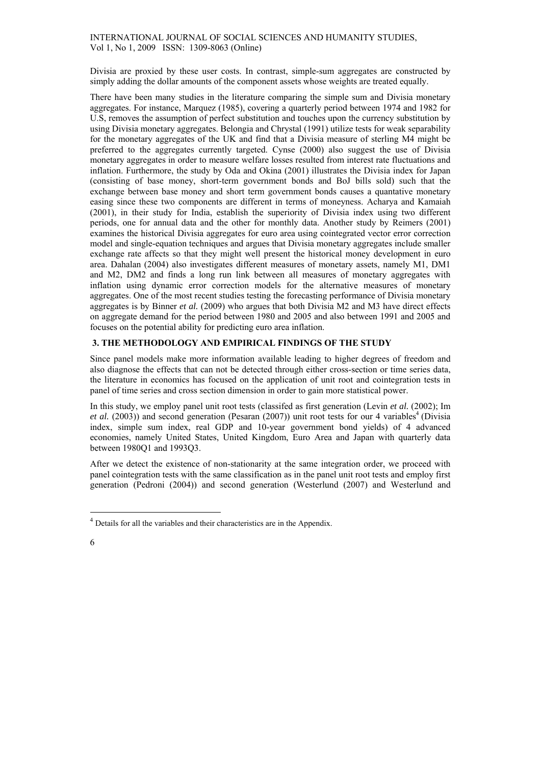Divisia are proxied by these user costs. In contrast, simple-sum aggregates are constructed by simply adding the dollar amounts of the component assets whose weights are treated equally.

There have been many studies in the literature comparing the simple sum and Divisia monetary aggregates. For instance, Marquez (1985), covering a quarterly period between 1974 and 1982 for U.S, removes the assumption of perfect substitution and touches upon the currency substitution by using Divisia monetary aggregates. Belongia and Chrystal (1991) utilize tests for weak separability for the monetary aggregates of the UK and find that a Divisia measure of sterling M4 might be preferred to the aggregates currently targeted. Cynse (2000) also suggest the use of Divisia monetary aggregates in order to measure welfare losses resulted from interest rate fluctuations and inflation. Furthermore, the study by Oda and Okina (2001) illustrates the Divisia index for Japan (consisting of base money, short-term government bonds and BoJ bills sold) such that the exchange between base money and short term government bonds causes a quantative monetary easing since these two components are different in terms of moneyness. Acharya and Kamaiah (2001), in their study for India, establish the superiority of Divisia index using two different periods, one for annual data and the other for monthly data. Another study by Reimers (2001) examines the historical Divisia aggregates for euro area using cointegrated vector error correction model and single-equation techniques and argues that Divisia monetary aggregates include smaller exchange rate affects so that they might well present the historical money development in euro area. Dahalan (2004) also investigates different measures of monetary assets, namely M1, DM1 and M2, DM2 and finds a long run link between all measures of monetary aggregates with inflation using dynamic error correction models for the alternative measures of monetary aggregates. One of the most recent studies testing the forecasting performance of Divisia monetary aggregates is by Binner *et al.* (2009) who argues that both Divisia M2 and M3 have direct effects on aggregate demand for the period between 1980 and 2005 and also between 1991 and 2005 and focuses on the potential ability for predicting euro area inflation.

## 3. THE METHODOLOGY AND EMPIRICAL FINDINGS OF THE STUDY

Since panel models make more information available leading to higher degrees of freedom and also diagnose the effects that can not be detected through either cross-section or time series data, the literature in economics has focused on the application of unit root and cointegration tests in panel of time series and cross section dimension in order to gain more statistical power.

In this study, we employ panel unit root tests (classifed as first generation (Levin *et al.* (2002); Im *et al.* (2003)) and second generation (Pesaran (2007)) unit root tests for our 4 variables[4] (Divisia index, simple sum index, real GDP and 10-year government bond yields) of 4 advanced economies, namely United States, United Kingdom, Euro Area and Japan with quarterly data between 1980Q1 and 1993Q3.

After we detect the existence of non-stationarity at the same integration order, we proceed with panel cointegration tests with the same classification as in the panel unit root tests and employ first generation (Pedroni (2004)) and second generation (Westerlund (2007) and Westerlund and

[4] Details for all the variables and their characteristics are in the Appendix.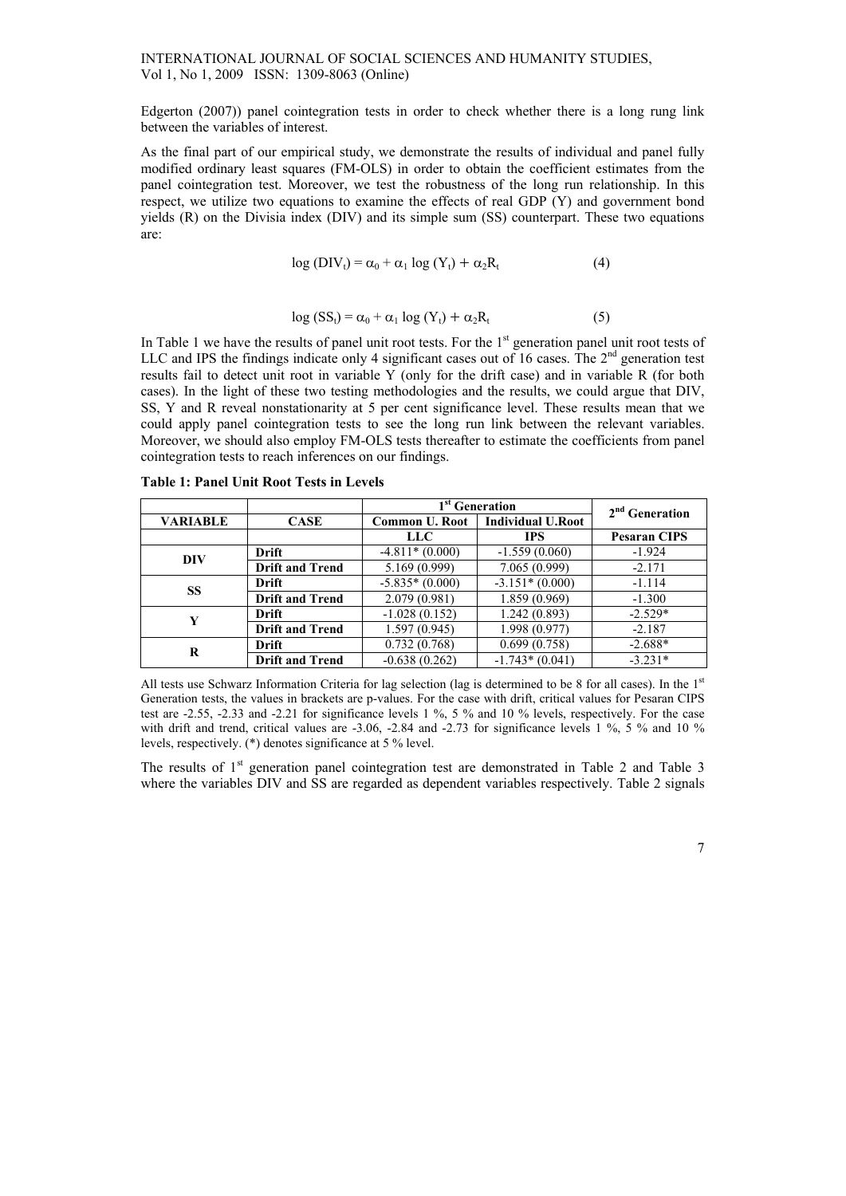Edgerton (2007)) panel cointegration tests in order to check whether there is a long rung link between the variables of interest.

As the final part of our empirical study, we demonstrate the results of individual and panel fully modified ordinary least squares (FM-OLS) in order to obtain the coefficient estimates from the panel cointegration test. Moreover, we test the robustness of the long run relationship. In this respect, we utilize two equations to examine the effects of real GDP (Y) and government bond yields (R) on the Divisia index (DIV) and its simple sum (SS) counterpart. These two equations are:

$$\log (DIV_t) = \alpha_0 + \alpha_1 \log (Y_t) + \alpha_2 R_t \qquad (4)$$

$$\log (SS_t) = \alpha_0 + \alpha_1 \log (Y_t) + \alpha_2 R_t \qquad (5)$$

In Table 1 we have the results of panel unit root tests. For the 1st generation panel unit root tests of LLC and IPS the findings indicate only 4 significant cases out of 16 cases. The 2nd generation test results fail to detect unit root in variable Y (only for the drift case) and in variable R (for both cases). In the light of these two testing methodologies and the results, we could argue that DIV, SS, Y and R reveal nonstationarity at 5 per cent significance level. These results mean that we could apply panel cointegration tests to see the long run link between the relevant variables. Moreover, we should also employ FM-OLS tests thereafter to estimate the coefficients from panel cointegration tests to reach inferences on our findings.

**Table 1: Panel Unit Root Tests in Levels**

| | | 1st Generation | | 2nd Generation |
|---|---|---|---|---|
| **VARIABLE** | **CASE** | **Common U. Root** | **Individual U.Root** | |
| | | **LLC** | **IPS** | **Pesaran CIPS** |
| **DIV** | **Drift** | -4.811* (0.000) | -1.559 (0.060) | -1.924 |
| | **Drift and Trend** | 5.169 (0.999) | 7.065 (0.999) | -2.171 |
| **SS** | **Drift** | -5.835* (0.000) | -3.151* (0.000) | -1.114 |
| | **Drift and Trend** | 2.079 (0.981) | 1.859 (0.969) | -1.300 |
| **Y** | **Drift** | -1.028 (0.152) | 1.242 (0.893) | -2.529* |
| | **Drift and Trend** | 1.597 (0.945) | 1.998 (0.977) | -2.187 |
| **R** | **Drift** | 0.732 (0.768) | 0.699 (0.758) | -2.688* |
| | **Drift and Trend** | -0.638 (0.262) | -1.743* (0.041) | -3.231* |

All tests use Schwarz Information Criteria for lag selection (lag is determined to be 8 for all cases). In the 1st Generation tests, the values in brackets are p-values. For the case with drift, critical values for Pesaran CIPS test are -2.55, -2.33 and -2.21 for significance levels 1 %, 5 % and 10 % levels, respectively. For the case with drift and trend, critical values are -3.06, -2.84 and -2.73 for significance levels 1 %, 5 % and 10 % levels, respectively. (*) denotes significance at 5 % level.

The results of 1st generation panel cointegration test are demonstrated in Table 2 and Table 3 where the variables DIV and SS are regarded as dependent variables respectively. Table 2 signals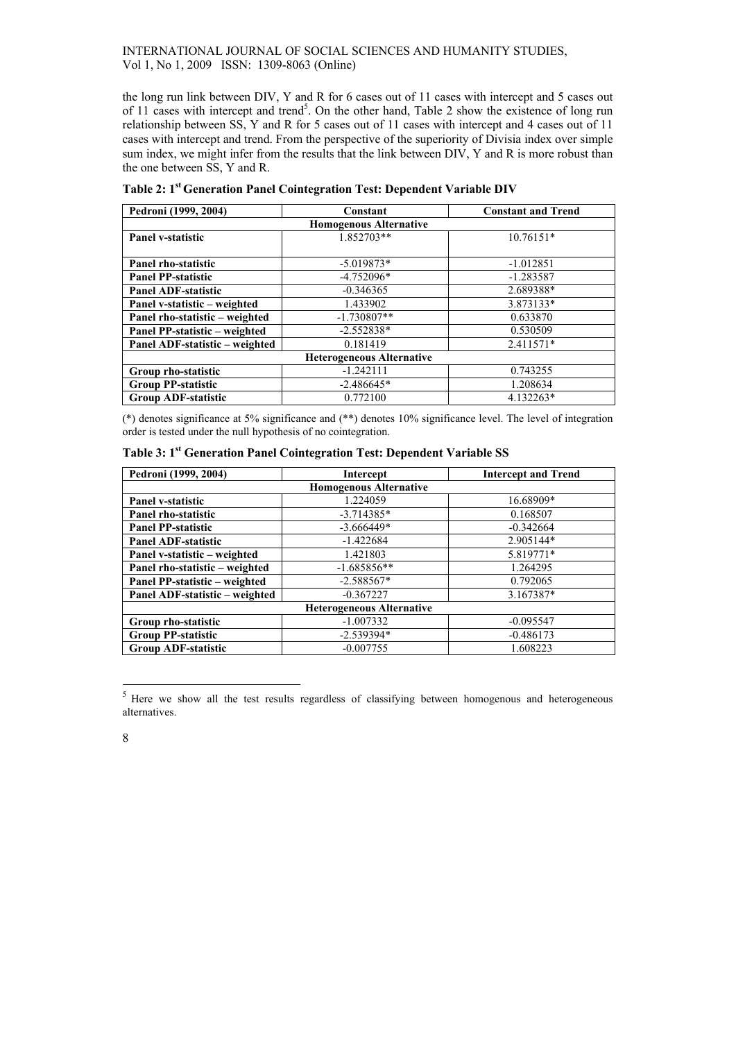the long run link between DIV, Y and R for 6 cases out of 11 cases with intercept and 5 cases out of 11 cases with intercept and trend[5]. On the other hand, Table 2 show the existence of long run relationship between SS, Y and R for 5 cases out of 11 cases with intercept and 4 cases out of 11 cases with intercept and trend. From the perspective of the superiority of Divisia index over simple sum index, we might infer from the results that the link between DIV, Y and R is more robust than the one between SS, Y and R.

**Table 2: 1[st] Generation Panel Cointegration Test: Dependent Variable DIV**

| Pedroni (1999, 2004) | Constant | Constant and Trend |
|---|---|---|
| **Homogenous Alternative** | | |
| **Panel v-statistic** | 1.852703** | 10.76151* |
| **Panel rho-statistic** | -5.019873* | -1.012851 |
| **Panel PP-statistic** | -4.752096* | -1.283587 |
| **Panel ADF-statistic** | -0.346365 | 2.689388* |
| **Panel v-statistic – weighted** | 1.433902 | 3.873133* |
| **Panel rho-statistic – weighted** | -1.730807** | 0.633870 |
| **Panel PP-statistic – weighted** | -2.552838* | 0.530509 |
| **Panel ADF-statistic – weighted** | 0.181419 | 2.411571* |
| **Heterogeneous Alternative** | | |
| **Group rho-statistic** | -1.242111 | 0.743255 |
| **Group PP-statistic** | -2.486645* | 1.208634 |
| **Group ADF-statistic** | 0.772100 | 4.132263* |

(*) denotes significance at 5% significance and (**) denotes 10% significance level. The level of integration order is tested under the null hypothesis of no cointegration.

**Table 3: 1[st] Generation Panel Cointegration Test: Dependent Variable SS**

| Pedroni (1999, 2004) | Intercept | Intercept and Trend |
|---|---|---|
| **Homogenous Alternative** | | |
| **Panel v-statistic** | 1.224059 | 16.68909* |
| **Panel rho-statistic** | -3.714385* | 0.168507 |
| **Panel PP-statistic** | -3.666449* | -0.342664 |
| **Panel ADF-statistic** | -1.422684 | 2.905144* |
| **Panel v-statistic – weighted** | 1.421803 | 5.819771* |
| **Panel rho-statistic – weighted** | -1.685856** | 1.264295 |
| **Panel PP-statistic – weighted** | -2.588567* | 0.792065 |
| **Panel ADF-statistic – weighted** | -0.367227 | 3.167387* |
| **Heterogeneous Alternative** | | |
| **Group rho-statistic** | -1.007332 | -0.095547 |
| **Group PP-statistic** | -2.539394* | -0.486173 |
| **Group ADF-statistic** | -0.007755 | 1.608223 |

[5] Here we show all the test results regardless of classifying between homogenous and heterogeneous alternatives.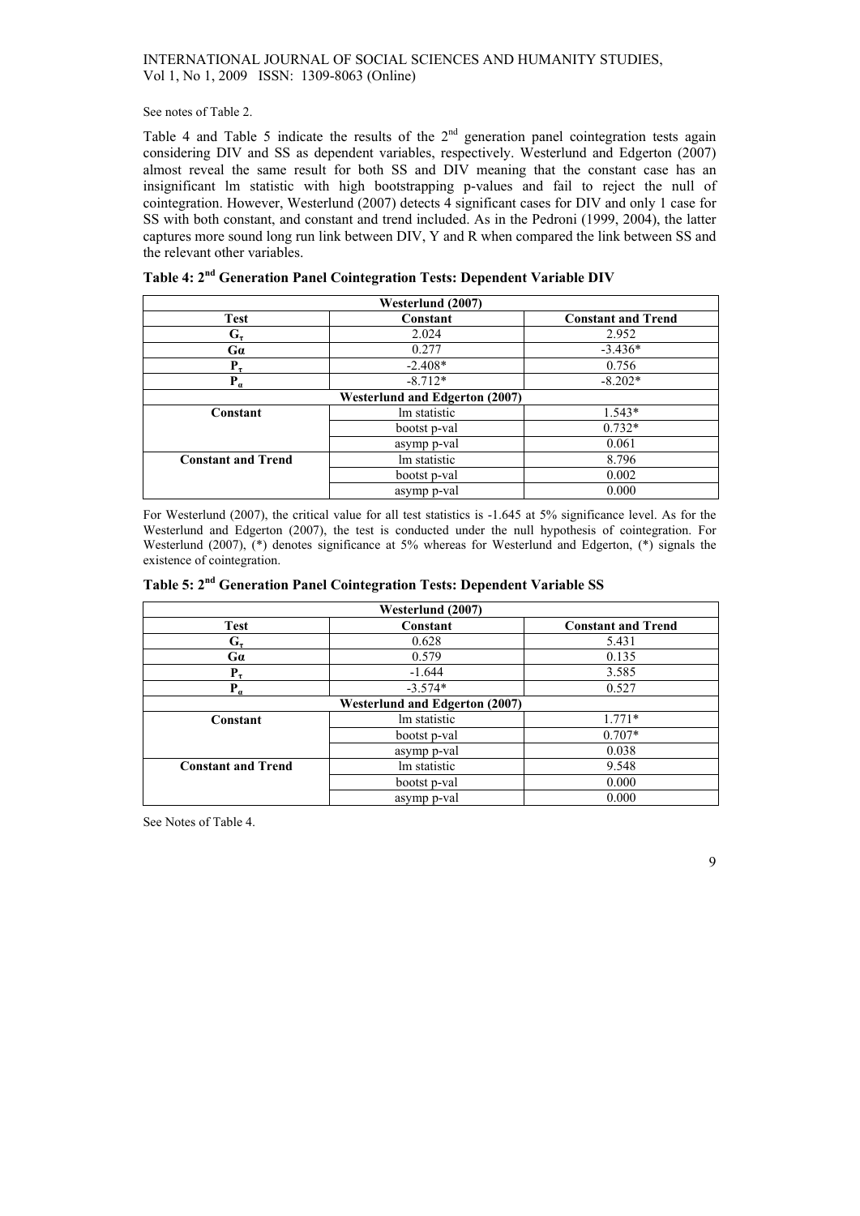See notes of Table 2.

Table 4 and Table 5 indicate the results of the 2[nd] generation panel cointegration tests again considering DIV and SS as dependent variables, respectively. Westerlund and Edgerton (2007) almost reveal the same result for both SS and DIV meaning that the constant case has an insignificant lm statistic with high bootstrapping p-values and fail to reject the null of cointegration. However, Westerlund (2007) detects 4 significant cases for DIV and only 1 case for SS with both constant, and constant and trend included. As in the Pedroni (1999, 2004), the latter captures more sound long run link between DIV, Y and R when compared the link between SS and the relevant other variables.

**Table 4: 2[nd] Generation Panel Cointegration Tests: Dependent Variable DIV**

| | | |
|---|---|---|
| | **Westerlund (2007)** | |
| **Test** | **Constant** | **Constant and Trend** |
| $G_\tau$ | 2.024 | 2.952 |
| $G\alpha$ | 0.277 | -3.436* |
| $P_\tau$ | -2.408* | 0.756 |
| $P_\alpha$ | -8.712* | -8.202* |
| | **Westerlund and Edgerton (2007)** | |
| **Constant** | lm statistic | 1.543* |
| | bootst p-val | 0.732* |
| | asymp p-val | 0.061 |
| **Constant and Trend** | lm statistic | 8.796 |
| | bootst p-val | 0.002 |
| | asymp p-val | 0.000 |

For Westerlund (2007), the critical value for all test statistics is -1.645 at 5% significance level. As for the Westerlund and Edgerton (2007), the test is conducted under the null hypothesis of cointegration. For Westerlund (2007), (*) denotes significance at 5% whereas for Westerlund and Edgerton, (*) signals the existence of cointegration.

**Table 5: 2[nd] Generation Panel Cointegration Tests: Dependent Variable SS**

| | | |
|---|---|---|
| | **Westerlund (2007)** | |
| **Test** | **Constant** | **Constant and Trend** |
| $G_\tau$ | 0.628 | 5.431 |
| $G\alpha$ | 0.579 | 0.135 |
| $P_\tau$ | -1.644 | 3.585 |
| $P_\alpha$ | -3.574* | 0.527 |
| | **Westerlund and Edgerton (2007)** | |
| **Constant** | lm statistic | 1.771* |
| | bootst p-val | 0.707* |
| | asymp p-val | 0.038 |
| **Constant and Trend** | lm statistic | 9.548 |
| | bootst p-val | 0.000 |
| | asymp p-val | 0.000 |

See Notes of Table 4.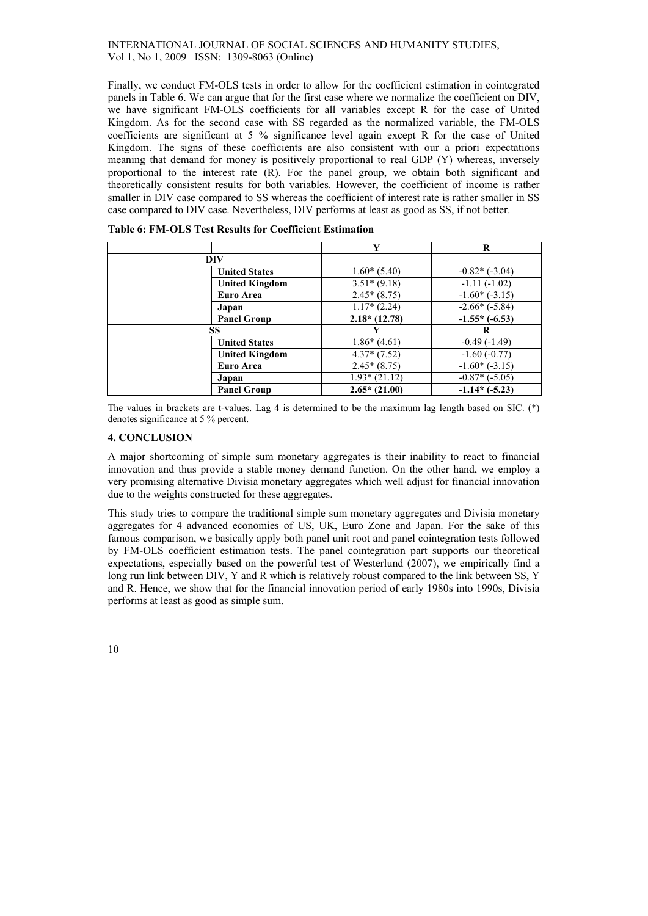Finally, we conduct FM-OLS tests in order to allow for the coefficient estimation in cointegrated panels in Table 6. We can argue that for the first case where we normalize the coefficient on DIV, we have significant FM-OLS coefficients for all variables except R for the case of United Kingdom. As for the second case with SS regarded as the normalized variable, the FM-OLS coefficients are significant at 5 % significance level again except R for the case of United Kingdom. The signs of these coefficients are also consistent with our a priori expectations meaning that demand for money is positively proportional to real GDP (Y) whereas, inversely proportional to the interest rate (R). For the panel group, we obtain both significant and theoretically consistent results for both variables. However, the coefficient of income is rather smaller in DIV case compared to SS whereas the coefficient of interest rate is rather smaller in SS case compared to DIV case. Nevertheless, DIV performs at least as good as SS, if not better.

**Table 6: FM-OLS Test Results for Coefficient Estimation**

| | | Y | R |
|---|---|---|---|
| **DIV** | | | |
| | **United States** | 1.60* (5.40) | -0.82* (-3.04) |
| | **United Kingdom** | 3.51* (9.18) | -1.11 (-1.02) |
| | **Euro Area** | 2.45* (8.75) | -1.60* (-3.15) |
| | **Japan** | 1.17* (2.24) | -2.66* (-5.84) |
| | **Panel Group** | **2.18* (12.78)** | **-1.55* (-6.53)** |
| **SS** | | **Y** | **R** |
| | **United States** | 1.86* (4.61) | -0.49 (-1.49) |
| | **United Kingdom** | 4.37* (7.52) | -1.60 (-0.77) |
| | **Euro Area** | 2.45* (8.75) | -1.60* (-3.15) |
| | **Japan** | 1.93* (21.12) | -0.87* (-5.05) |
| | **Panel Group** | **2.65* (21.00)** | **-1.14* (-5.23)** |

The values in brackets are t-values. Lag 4 is determined to be the maximum lag length based on SIC. (*) denotes significance at 5 % percent.

## 4. CONCLUSION

A major shortcoming of simple sum monetary aggregates is their inability to react to financial innovation and thus provide a stable money demand function. On the other hand, we employ a very promising alternative Divisia monetary aggregates which well adjust for financial innovation due to the weights constructed for these aggregates.

This study tries to compare the traditional simple sum monetary aggregates and Divisia monetary aggregates for 4 advanced economies of US, UK, Euro Zone and Japan. For the sake of this famous comparison, we basically apply both panel unit root and panel cointegration tests followed by FM-OLS coefficient estimation tests. The panel cointegration part supports our theoretical expectations, especially based on the powerful test of Westerlund (2007), we empirically find a long run link between DIV, Y and R which is relatively robust compared to the link between SS, Y and R. Hence, we show that for the financial innovation period of early 1980s into 1990s, Divisia performs at least as good as simple sum.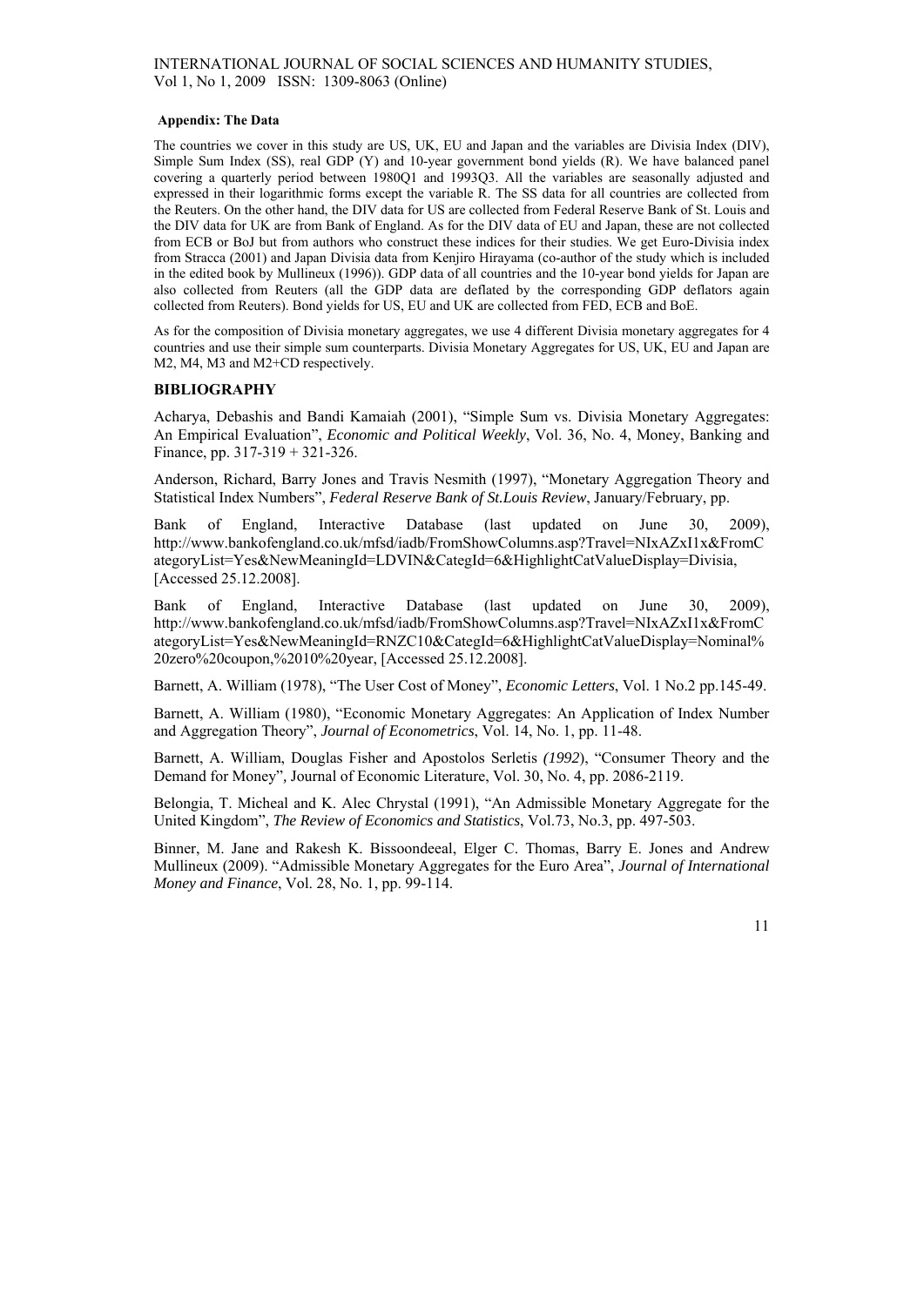**Appendix: The Data**

The countries we cover in this study are US, UK, EU and Japan and the variables are Divisia Index (DIV), Simple Sum Index (SS), real GDP (Y) and 10-year government bond yields (R). We have balanced panel covering a quarterly period between 1980Q1 and 1993Q3. All the variables are seasonally adjusted and expressed in their logarithmic forms except the variable R. The SS data for all countries are collected from the Reuters. On the other hand, the DIV data for US are collected from Federal Reserve Bank of St. Louis and the DIV data for UK are from Bank of England. As for the DIV data of EU and Japan, these are not collected from ECB or BoJ but from authors who construct these indices for their studies. We get Euro-Divisia index from Stracca (2001) and Japan Divisia data from Kenjiro Hirayama (co-author of the study which is included in the edited book by Mullineux (1996)). GDP data of all countries and the 10-year bond yields for Japan are also collected from Reuters (all the GDP data are deflated by the corresponding GDP deflators again collected from Reuters). Bond yields for US, EU and UK are collected from FED, ECB and BoE.

As for the composition of Divisia monetary aggregates, we use 4 different Divisia monetary aggregates for 4 countries and use their simple sum counterparts. Divisia Monetary Aggregates for US, UK, EU and Japan are M2, M4, M3 and M2+CD respectively.

## BIBLIOGRAPHY

Acharya, Debashis and Bandi Kamaiah (2001), "Simple Sum vs. Divisia Monetary Aggregates: An Empirical Evaluation", *Economic and Political Weekly*, Vol. 36, No. 4, Money, Banking and Finance, pp. 317-319 + 321-326.

Anderson, Richard, Barry Jones and Travis Nesmith (1997), "Monetary Aggregation Theory and Statistical Index Numbers", *Federal Reserve Bank of St.Louis Review*, January/February, pp.

Bank of England, Interactive Database (last updated on June 30, 2009), http://www.bankofengland.co.uk/mfsd/iadb/FromShowColumns.asp?Travel=NIxAZxI1x&FromCategoryList=Yes&NewMeaningId=LDVIN&CategId=6&HighlightCatValueDisplay=Divisia, [Accessed 25.12.2008].

Bank of England, Interactive Database (last updated on June 30, 2009), http://www.bankofengland.co.uk/mfsd/iadb/FromShowColumns.asp?Travel=NIxAZxI1x&FromCategoryList=Yes&NewMeaningId=RNZC10&CategId=6&HighlightCatValueDisplay=Nominal%20zero%20coupon,%2010%20year, [Accessed 25.12.2008].

Barnett, A. William (1978), "The User Cost of Money", *Economic Letters*, Vol. 1 No.2 pp.145-49.

Barnett, A. William (1980), "Economic Monetary Aggregates: An Application of Index Number and Aggregation Theory", *Journal of Econometrics*, Vol. 14, No. 1, pp. 11-48.

Barnett, A. William, Douglas Fisher and Apostolos Serletis *(1992*), "Consumer Theory and the Demand for Money"*,* Journal of Economic Literature, Vol. 30, No. 4, pp. 2086-2119.

Belongia, T. Micheal and K. Alec Chrystal (1991), "An Admissible Monetary Aggregate for the United Kingdom", *The Review of Economics and Statistics*, Vol.73, No.3, pp. 497-503.

Binner, M. Jane and Rakesh K. Bissoondeeal, Elger C. Thomas, Barry E. Jones and Andrew Mullineux (2009). "Admissible Monetary Aggregates for the Euro Area", *Journal of International Money and Finance*, Vol. 28, No. 1, pp. 99-114.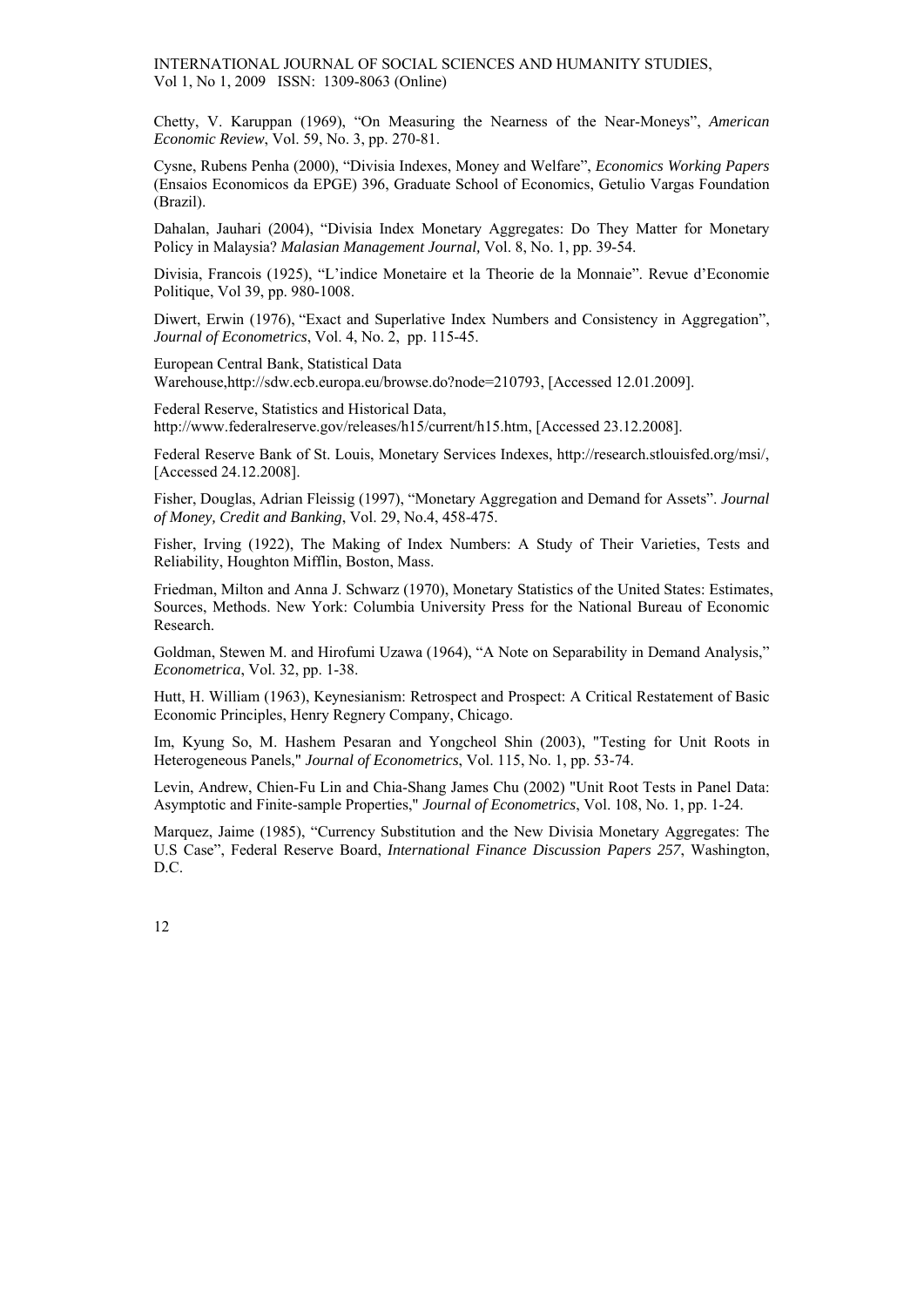Chetty, V. Karuppan (1969), "On Measuring the Nearness of the Near-Moneys", *American Economic Review*, Vol. 59, No. 3, pp. 270-81.

Cysne, Rubens Penha (2000), "Divisia Indexes, Money and Welfare", *Economics Working Papers* (Ensaios Economicos da EPGE) 396, Graduate School of Economics, Getulio Vargas Foundation (Brazil).

Dahalan, Jauhari (2004), "Divisia Index Monetary Aggregates: Do They Matter for Monetary Policy in Malaysia? *Malasian Management Journal,* Vol. 8, No. 1, pp. 39-54.

Divisia, Francois (1925), "L'indice Monetaire et la Theorie de la Monnaie". Revue d'Economie Politique, Vol 39, pp. 980-1008.

Diwert, Erwin (1976), "Exact and Superlative Index Numbers and Consistency in Aggregation", *Journal of Econometrics*, Vol. 4, No. 2, pp. 115-45.

European Central Bank, Statistical Data Warehouse,http://sdw.ecb.europa.eu/browse.do?node=210793, [Accessed 12.01.2009].

Federal Reserve, Statistics and Historical Data, http://www.federalreserve.gov/releases/h15/current/h15.htm, [Accessed 23.12.2008].

Federal Reserve Bank of St. Louis, Monetary Services Indexes, http://research.stlouisfed.org/msi/, [Accessed 24.12.2008].

Fisher, Douglas, Adrian Fleissig (1997), "Monetary Aggregation and Demand for Assets". *Journal of Money, Credit and Banking*, Vol. 29, No.4, 458-475.

Fisher, Irving (1922), The Making of Index Numbers: A Study of Their Varieties, Tests and Reliability, Houghton Mifflin, Boston, Mass.

Friedman, Milton and Anna J. Schwarz (1970), Monetary Statistics of the United States: Estimates, Sources, Methods. New York: Columbia University Press for the National Bureau of Economic Research.

Goldman, Stewen M. and Hirofumi Uzawa (1964), "A Note on Separability in Demand Analysis," *Econometrica*, Vol. 32, pp. 1-38.

Hutt, H. William (1963), Keynesianism: Retrospect and Prospect: A Critical Restatement of Basic Economic Principles, Henry Regnery Company, Chicago.

Im, Kyung So, M. Hashem Pesaran and Yongcheol Shin (2003), "Testing for Unit Roots in Heterogeneous Panels," *Journal of Econometrics*, Vol. 115, No. 1, pp. 53-74.

Levin, Andrew, Chien-Fu Lin and Chia-Shang James Chu (2002) "Unit Root Tests in Panel Data: Asymptotic and Finite-sample Properties," *Journal of Econometrics*, Vol. 108, No. 1, pp. 1-24.

Marquez, Jaime (1985), "Currency Substitution and the New Divisia Monetary Aggregates: The U.S Case", Federal Reserve Board, *International Finance Discussion Papers 257*, Washington, D.C.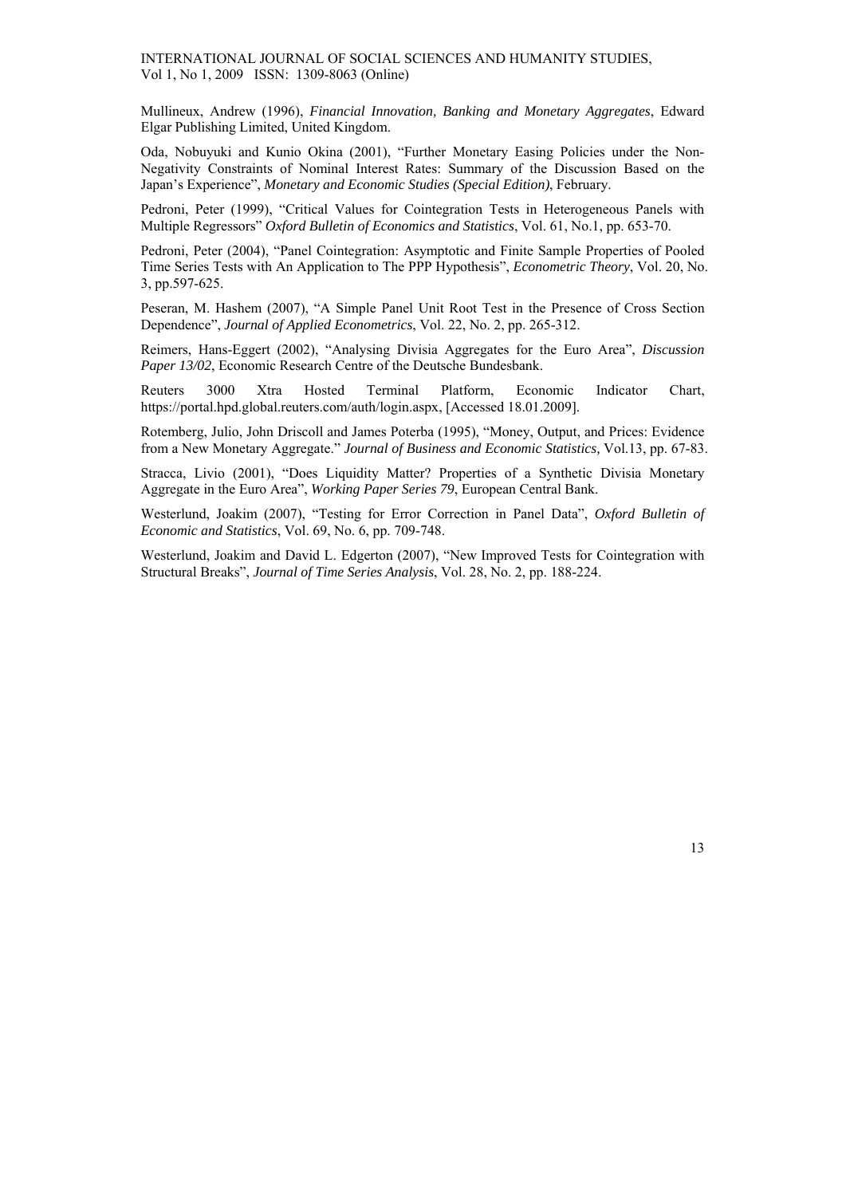Mullineux, Andrew (1996), *Financial Innovation, Banking and Monetary Aggregates*, Edward Elgar Publishing Limited, United Kingdom.

Oda, Nobuyuki and Kunio Okina (2001), "Further Monetary Easing Policies under the Non-Negativity Constraints of Nominal Interest Rates: Summary of the Discussion Based on the Japan's Experience", *Monetary and Economic Studies (Special Edition)*, February.

Pedroni, Peter (1999), "Critical Values for Cointegration Tests in Heterogeneous Panels with Multiple Regressors" *Oxford Bulletin of Economics and Statistics*, Vol. 61, No.1, pp. 653-70.

Pedroni, Peter (2004), "Panel Cointegration: Asymptotic and Finite Sample Properties of Pooled Time Series Tests with An Application to The PPP Hypothesis", *Econometric Theory*, Vol. 20, No. 3, pp.597-625.

Peseran, M. Hashem (2007), "A Simple Panel Unit Root Test in the Presence of Cross Section Dependence", *Journal of Applied Econometrics*, Vol. 22, No. 2, pp. 265-312.

Reimers, Hans-Eggert (2002), "Analysing Divisia Aggregates for the Euro Area", *Discussion Paper 13/02*, Economic Research Centre of the Deutsche Bundesbank.

Reuters 3000 Xtra Hosted Terminal Platform, Economic Indicator Chart, https://portal.hpd.global.reuters.com/auth/login.aspx, [Accessed 18.01.2009].

Rotemberg, Julio, John Driscoll and James Poterba (1995), "Money, Output, and Prices: Evidence from a New Monetary Aggregate." *Journal of Business and Economic Statistics,* Vol.13, pp. 67-83.

Stracca, Livio (2001), "Does Liquidity Matter? Properties of a Synthetic Divisia Monetary Aggregate in the Euro Area", *Working Paper Series 79*, European Central Bank.

Westerlund, Joakim (2007), "Testing for Error Correction in Panel Data", *Oxford Bulletin of Economic and Statistics*, Vol. 69, No. 6, pp. 709-748.

Westerlund, Joakim and David L. Edgerton (2007), "New Improved Tests for Cointegration with Structural Breaks", *Journal of Time Series Analysis*, Vol. 28, No. 2, pp. 188-224.